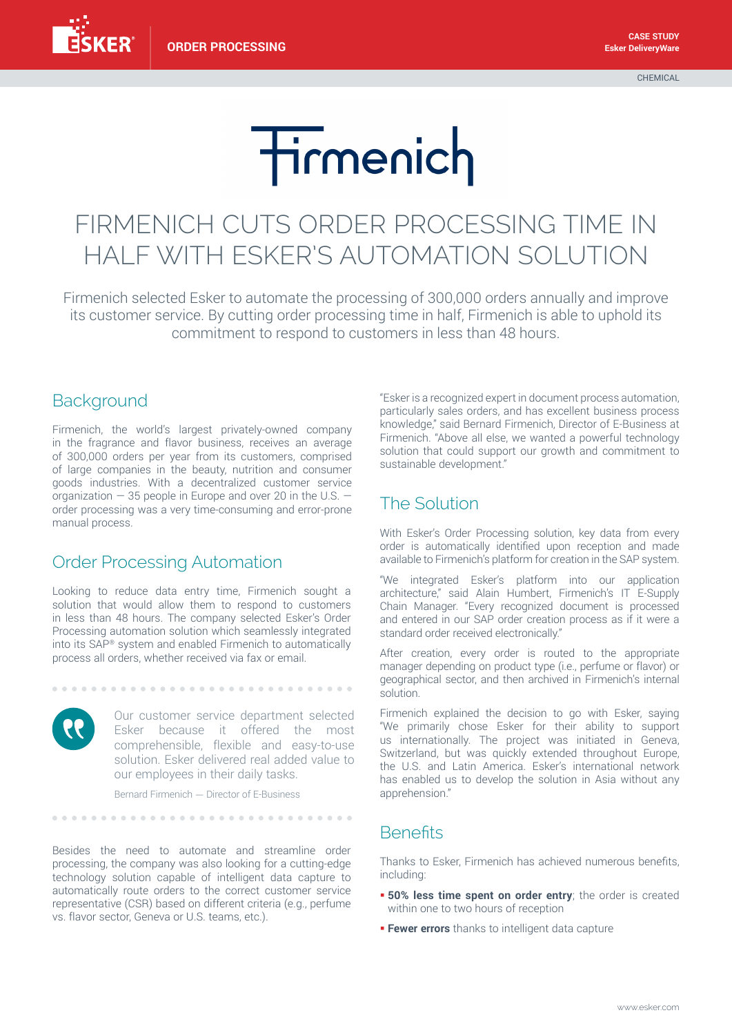ORDER PROCESSING

CASE STUDY
Esker DeliveryWare

CHEMICAL

# FIRMENICH CUTS ORDER PROCESSING TIME IN HALF WITH ESKER'S AUTOMATION SOLUTION

Firmenich selected Esker to automate the processing of 300,000 orders annually and improve its customer service. By cutting order processing time in half, Firmenich is able to uphold its commitment to respond to customers in less than 48 hours.

## Background

Firmenich, the world's largest privately-owned company in the fragrance and flavor business, receives an average of 300,000 orders per year from its customers, comprised of large companies in the beauty, nutrition and consumer goods industries. With a decentralized customer service organization — 35 people in Europe and over 20 in the U.S. — order processing was a very time-consuming and error-prone manual process.

## Order Processing Automation

Looking to reduce data entry time, Firmenich sought a solution that would allow them to respond to customers in less than 48 hours. The company selected Esker's Order Processing automation solution which seamlessly integrated into its SAP® system and enabled Firmenich to automatically process all orders, whether received via fax or email.

> Our customer service department selected Esker because it offered the most comprehensible, flexible and easy-to-use solution. Esker delivered real added value to our employees in their daily tasks.
>
> Bernard Firmenich — Director of E-Business

Besides the need to automate and streamline order processing, the company was also looking for a cutting-edge technology solution capable of intelligent data capture to automatically route orders to the correct customer service representative (CSR) based on different criteria (e.g., perfume vs. flavor sector, Geneva or U.S. teams, etc.).

"Esker is a recognized expert in document process automation, particularly sales orders, and has excellent business process knowledge," said Bernard Firmenich, Director of E-Business at Firmenich. "Above all else, we wanted a powerful technology solution that could support our growth and commitment to sustainable development."

## The Solution

With Esker's Order Processing solution, key data from every order is automatically identified upon reception and made available to Firmenich's platform for creation in the SAP system.

"We integrated Esker's platform into our application architecture," said Alain Humbert, Firmenich's IT E-Supply Chain Manager. "Every recognized document is processed and entered in our SAP order creation process as if it were a standard order received electronically."

After creation, every order is routed to the appropriate manager depending on product type (i.e., perfume or flavor) or geographical sector, and then archived in Firmenich's internal solution.

Firmenich explained the decision to go with Esker, saying "We primarily chose Esker for their ability to support us internationally. The project was initiated in Geneva, Switzerland, but was quickly extended throughout Europe, the U.S. and Latin America. Esker's international network has enabled us to develop the solution in Asia without any apprehension."

## Benefits

Thanks to Esker, Firmenich has achieved numerous benefits, including:

- **50% less time spent on order entry**; the order is created within one to two hours of reception
- **Fewer errors** thanks to intelligent data capture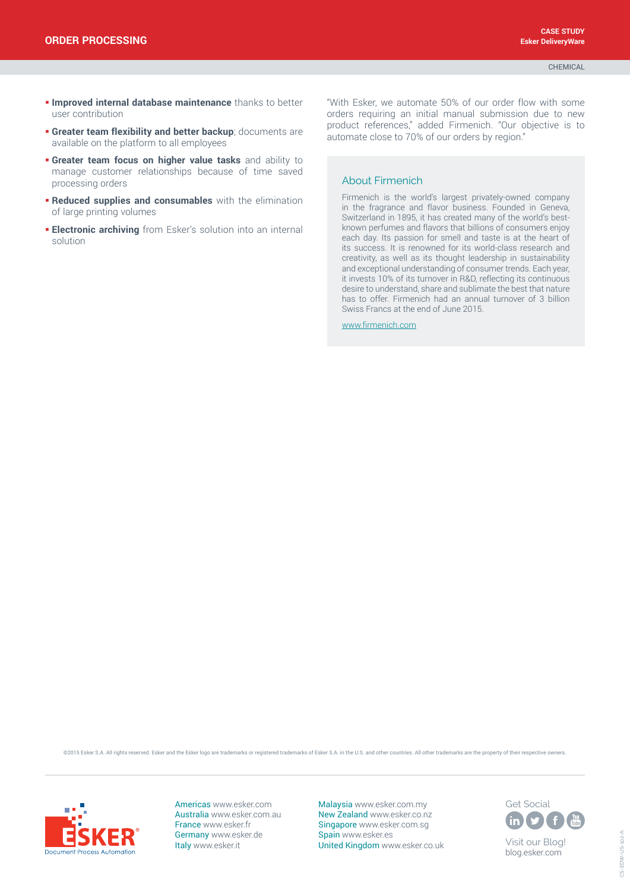- **Improved internal database maintenance** thanks to better user contribution
- **Greater team flexibility and better backup**; documents are available on the platform to all employees
- **Greater team focus on higher value tasks** and ability to manage customer relationships because of time saved processing orders
- **Reduced supplies and consumables** with the elimination of large printing volumes
- **Electronic archiving** from Esker's solution into an internal solution

"With Esker, we automate 50% of our order flow with some orders requiring an initial manual submission due to new product references," added Firmenich. "Our objective is to automate close to 70% of our orders by region."

## About Firmenich

Firmenich is the world's largest privately-owned company in the fragrance and flavor business. Founded in Geneva, Switzerland in 1895, it has created many of the world's best-known perfumes and flavors that billions of consumers enjoy each day. Its passion for smell and taste is at the heart of its success. It is renowned for its world-class research and creativity, as well as its thought leadership in sustainability and exceptional understanding of consumer trends. Each year, it invests 10% of its turnover in R&D, reflecting its continuous desire to understand, share and sublimate the best that nature has to offer. Firmenich had an annual turnover of 3 billion Swiss Francs at the end of June 2015.

www.firmenich.com

©2015 Esker S.A. All rights reserved. Esker and the Esker logo are trademarks or registered trademarks of Esker S.A. in the U.S. and other countries. All other trademarks are the property of their respective owners.

Americas www.esker.com
Australia www.esker.com.au
France www.esker.fr
Germany www.esker.de
Italy www.esker.it

Malaysia www.esker.com.my
New Zealand www.esker.co.nz
Singapore www.esker.com.sg
Spain www.esker.es
United Kingdom www.esker.co.uk

Get Social

Visit our Blog!
blog.esker.com

CS-EDW-US-102-A